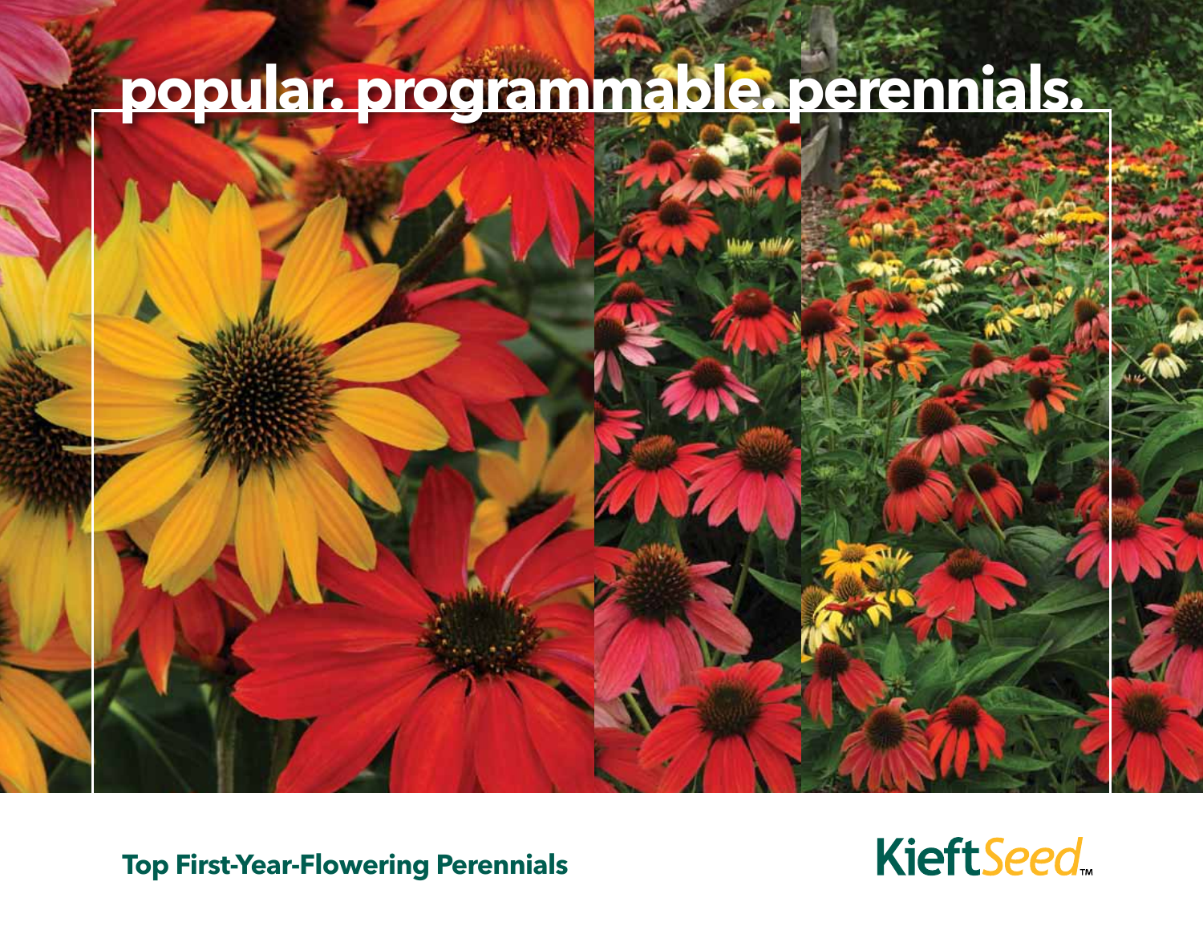# popular. programmable. perennials.

**Top First-Year-Flowering Perennials**

KieftSeed™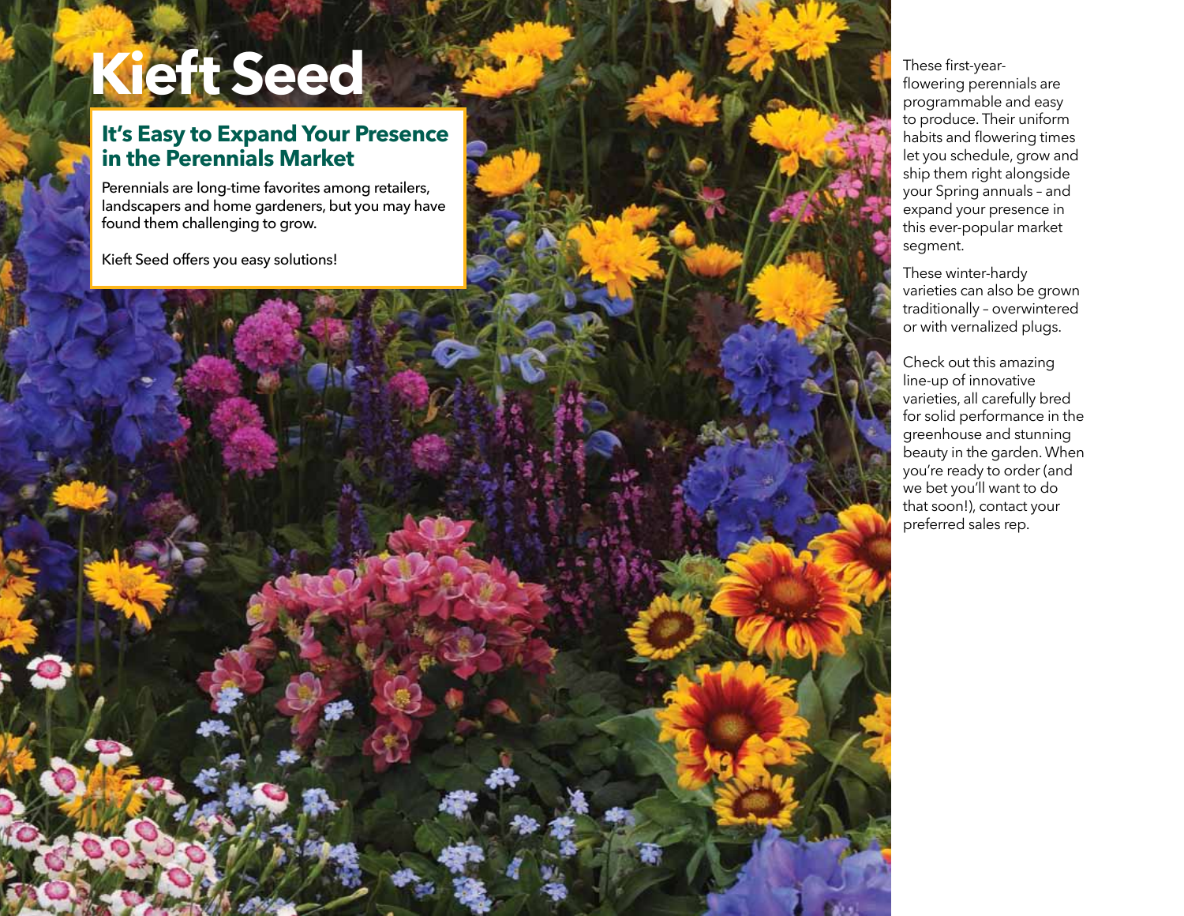# Kieft Seed

## It's Easy to Expand Your Presence in the Perennials Market

Perennials are long-time favorites among retailers, landscapers and home gardeners, but you may have found them challenging to grow.

Kieft Seed offers you easy solutions!

These first-year-flowering perennials are programmable and easy to produce. Their uniform habits and flowering times let you schedule, grow and ship them right alongside your Spring annuals – and expand your presence in this ever-popular market segment.

These winter-hardy varieties can also be grown traditionally – overwintered or with vernalized plugs.

Check out this amazing line-up of innovative varieties, all carefully bred for solid performance in the greenhouse and stunning beauty in the garden. When you're ready to order (and we bet you'll want to do that soon!), contact your preferred sales rep.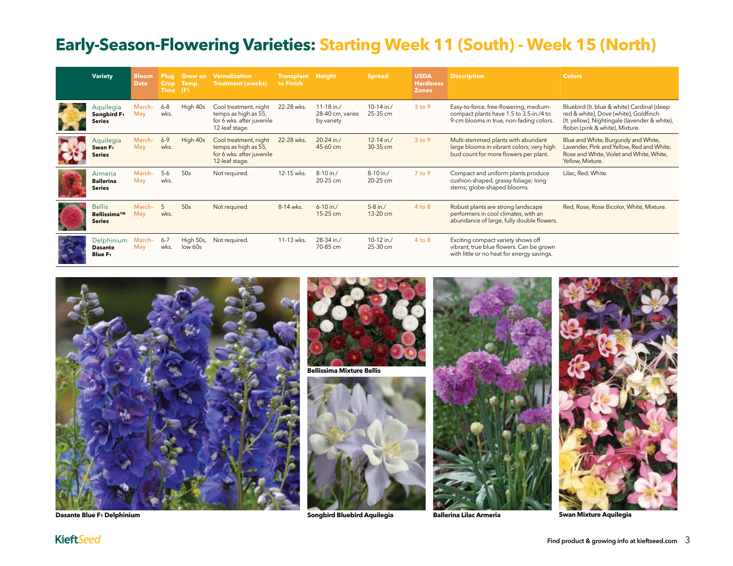# Early-Season-Flowering Varieties: Starting Week 11 (South) - Week 15 (North)

| Variety | Bloom Date | Plug Crop Time | Grow on Temp. (F) | Vernalization Treatment (weeks) | Transplant to Finish | Height | Spread | USDA Hardiness Zones | Description | Colors |
|---|---|---|---|---|---|---|---|---|---|---|
| Aquilegia **Songbird F1 Series** | March-May | 6-8 wks. | High 40s | Cool treatment, night temps as high as 55, for 6 wks. after juvenile 12-leaf stage. | 22-28 wks. | 11-18 in./ 28-40 cm, varies by variety | 10-14 in./ 25-35 cm | 3 to 9 | Easy-to-force, free-flowering, medium-compact plants have 1.5 to 3.5-in./4 to 9-cm blooms in true, non-fading colors. | Bluebird (lt. blue & white) Cardinal (deep red & white), Dove (white), Goldfinch (lt. yellow), Nightingale (lavender & white), Robin (pink & white), Mixture. |
| Aquilegia **Swan F1 Series** | March-May | 6-9 wks. | High 40s | Cool treatment, night temps as high as 55, for 6 wks. after juvenile 12-leaf stage. | 22-28 wks. | 20-24 in./ 45-60 cm | 12-14 in./ 30-35 cm | 3 to 9 | Multi-stemmed plants with abundant large blooms in vibrant colors; very high bud count for more flowers per plant. | Blue and White, Burgundy and White, Lavender, Pink and Yellow, Red and White, Rose and White, Violet and White, White, Yellow, Mixture. |
| Armeria **Ballerina Series** | March-May | 5-6 wks. | 50s | Not required. | 12-15 wks. | 8-10 in./ 20-25 cm | 8-10 in./ 20-25 cm | 7 to 9 | Compact and uniform plants produce cushion-shaped, grassy foliage; long stems; globe-shaped blooms. | Lilac, Red, White. |
| Bellis **Bellissima™ Series** | March-May | 5 wks. | 50s | Not required. | 8-14 wks. | 6-10 in./ 15-25 cm | 5-8 in./ 13-20 cm | 4 to 8 | Robust plants are strong landscape performers in cool climates, with an abundance of large, fully double flowers. | Red, Rose, Rose Bicolor, White, Mixture. |
| Delphinium **Dasante Blue F1** | March-May | 6-7 wks. | High 50s, low 60s | Not required. | 11-13 wks. | 28-34 in./ 70-85 cm | 10-12 in./ 25-30 cm | 4 to 8 | Exciting compact variety shows off vibrant, true blue flowers. Can be grown with little or no heat for energy savings. | |

**Dasante Blue F1 Delphinium**

**Bellissima Mixture Bellis**

**Songbird Bluebird Aquilegia**

**Ballerina Lilac Armeria**

**Swan Mixture Aquilegia**

Find product & growing info at kieftseed.com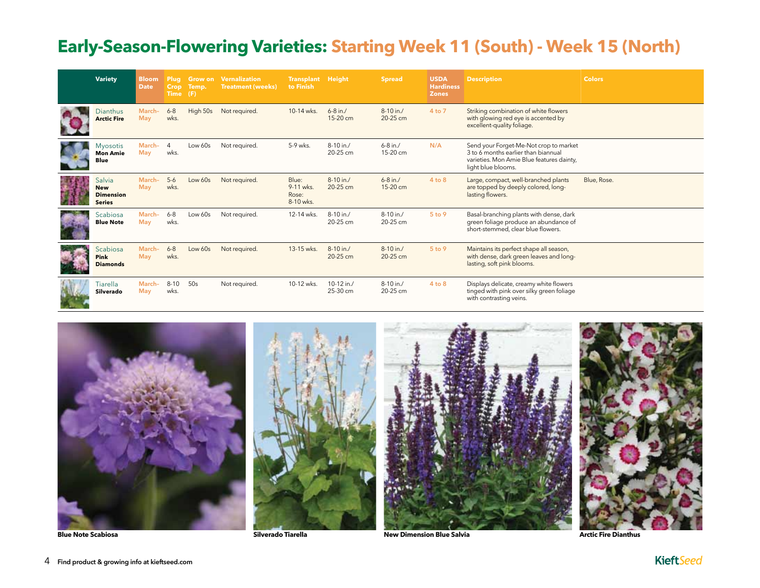# Early-Season-Flowering Varieties: Starting Week 11 (South) - Week 15 (North)

| Variety | Bloom Date | Plug Crop Time | Grow on Temp. (F) | Vernalization Treatment (weeks) | Transplant to Finish | Height | Spread | USDA Hardiness Zones | Description | Colors |
|---|---|---|---|---|---|---|---|---|---|---|
| Dianthus **Arctic Fire** | March-May | 6-8 wks. | High 50s | Not required. | 10-14 wks. | 6-8 in./ 15-20 cm | 8-10 in./ 20-25 cm | 4 to 7 | Striking combination of white flowers with glowing red eye is accented by excellent-quality foliage. | |
| Myosotis **Mon Amie Blue** | March-May | 4 wks. | Low 60s | Not required. | 5-9 wks. | 8-10 in./ 20-25 cm | 6-8 in./ 15-20 cm | N/A | Send your Forget-Me-Not crop to market 3 to 6 months earlier than biannual varieties. Mon Amie Blue features dainty, light blue blooms. | |
| Salvia **New Dimension Series** | March-May | 5-6 wks. | Low 60s | Not required. | Blue: 9-11 wks. Rose: 8-10 wks. | 8-10 in./ 20-25 cm | 6-8 in./ 15-20 cm | 4 to 8 | Large, compact, well-branched plants are topped by deeply colored, long-lasting flowers. | Blue, Rose. |
| Scabiosa **Blue Note** | March-May | 6-8 wks. | Low 60s | Not required. | 12-14 wks. | 8-10 in./ 20-25 cm | 8-10 in./ 20-25 cm | 5 to 9 | Basal-branching plants with dense, dark green foliage produce an abundance of short-stemmed, clear blue flowers. | |
| Scabiosa **Pink Diamonds** | March-May | 6-8 wks. | Low 60s | Not required. | 13-15 wks. | 8-10 in./ 20-25 cm | 8-10 in./ 20-25 cm | 5 to 9 | Maintains its perfect shape all season, with dense, dark green leaves and long-lasting, soft pink blooms. | |
| Tiarella **Silverado** | March-May | 8-10 wks. | 50s | Not required. | 10-12 wks. | 10-12 in./ 25-30 cm | 8-10 in./ 20-25 cm | 4 to 8 | Displays delicate, creamy white flowers tinged with pink over silky green foliage with contrasting veins. | |

**Blue Note Scabiosa**

**Silverado Tiarella**

**New Dimension Blue Salvia**

**Arctic Fire Dianthus**

Find product & growing info at kieftseed.com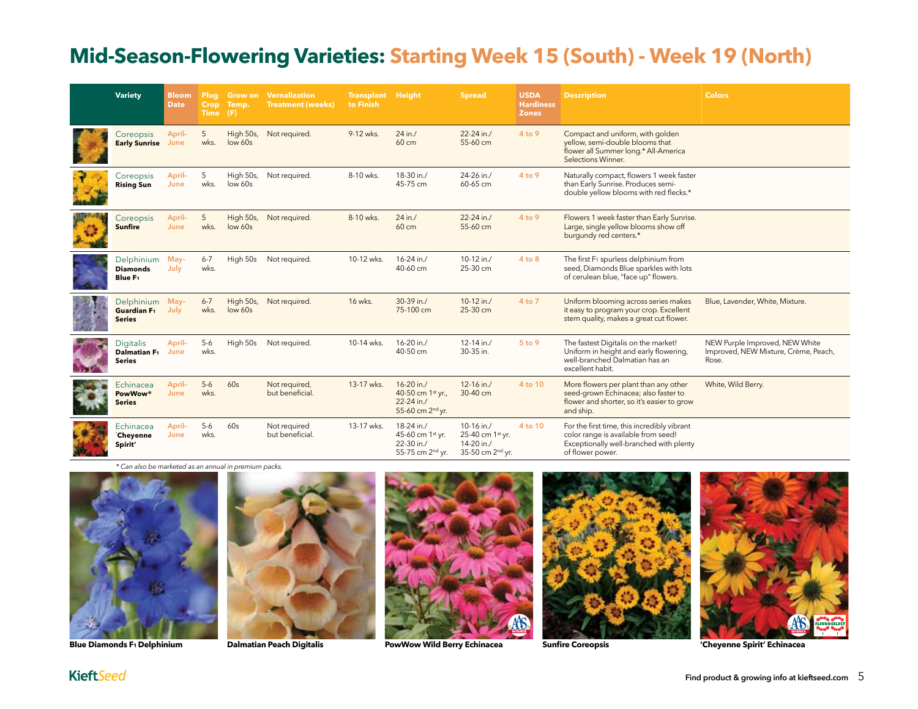# Mid-Season-Flowering Varieties: Starting Week 15 (South) - Week 19 (North)

| Variety | Bloom Date | Plug Crop Time | Grow on Temp. (F) | Vernalization Treatment (weeks) | Transplant to Finish | Height | Spread | USDA Hardiness Zones | Description | Colors |
|---|---|---|---|---|---|---|---|---|---|---|
| Coreopsis **Early Sunrise** | April-June | 5 wks. | High 50s, low 60s | Not required. | 9-12 wks. | 24 in./ 60 cm | 22-24 in./ 55-60 cm | 4 to 9 | Compact and uniform, with golden yellow, semi-double blooms that flower all Summer long.* All-America Selections Winner. | |
| Coreopsis **Rising Sun** | April-June | 5 wks. | High 50s, low 60s | Not required. | 8-10 wks. | 18-30 in./ 45-75 cm | 24-26 in./ 60-65 cm | 4 to 9 | Naturally compact, flowers 1 week faster than Early Sunrise. Produces semi-double yellow blooms with red flecks.* | |
| Coreopsis **Sunfire** | April-June | 5 wks. | High 50s, low 60s | Not required. | 8-10 wks. | 24 in./ 60 cm | 22-24 in./ 55-60 cm | 4 to 9 | Flowers 1 week faster than Early Sunrise. Large, single yellow blooms show off burgundy red centers.* | |
| Delphinium **Diamonds Blue $F_1$** | May-July | 6-7 wks. | High 50s | Not required. | 10-12 wks. | 16-24 in./ 40-60 cm | 10-12 in./ 25-30 cm | 4 to 8 | The first $F_1$ spurless delphinium from seed, Diamonds Blue sparkles with lots of cerulean blue, "face up" flowers. | |
| Delphinium **Guardian $F_1$ Series** | May-July | 6-7 wks. | High 50s, low 60s | Not required. | 16 wks. | 30-39 in./ 75-100 cm | 10-12 in./ 25-30 cm | 4 to 7 | Uniform blooming across series makes it easy to program your crop. Excellent stem quality, makes a great cut flower. | Blue, Lavender, White, Mixture. |
| Digitalis **Dalmatian $F_1$ Series** | April-June | 5-6 wks. | High 50s | Not required. | 10-14 wks. | 16-20 in./ 40-50 cm | 12-14 in./ 30-35 in. | 5 to 9 | The fastest Digitalis on the market! Uniform in height and early flowering, well-branched Dalmatian has an excellent habit. | NEW Purple Improved, NEW White Improved, NEW Mixture, Crème, Peach, Rose. |
| Echinacea **PowWow* Series** | April-June | 5-6 wks. | 60s | Not required, but beneficial. | 13-17 wks. | 16-20 in./ 40-50 cm 1st yr., 22-24 in./ 55-60 cm 2nd yr. | 12-16 in./ 30-40 cm | 4 to 10 | More flowers per plant than any other seed-grown Echinacea; also faster to flower and shorter, so it's easier to grow and ship. | White, Wild Berry. |
| Echinacea **'Cheyenne Spirit'** | April-June | 5-6 wks. | 60s | Not required but beneficial. | 13-17 wks. | 18-24 in./ 45-60 cm 1st yr. 22-30 in./ 55-75 cm 2nd yr. | 10-16 in./ 25-40 cm 1st yr. 14-20 in./ 35-50 cm 2nd yr. | 4 to 10 | For the first time, this incredibly vibrant color range is available from seed! Exceptionally well-branched with plenty of flower power. | |

*\* Can also be marketed as an annual in premium packs.*

**Blue Diamonds $F_1$ Delphinium**

**Dalmatian Peach Digitalis**

**PowWow Wild Berry Echinacea**

**Sunfire Coreopsis**

**'Cheyenne Spirit' Echinacea**

Find product & growing info at kieftseed.com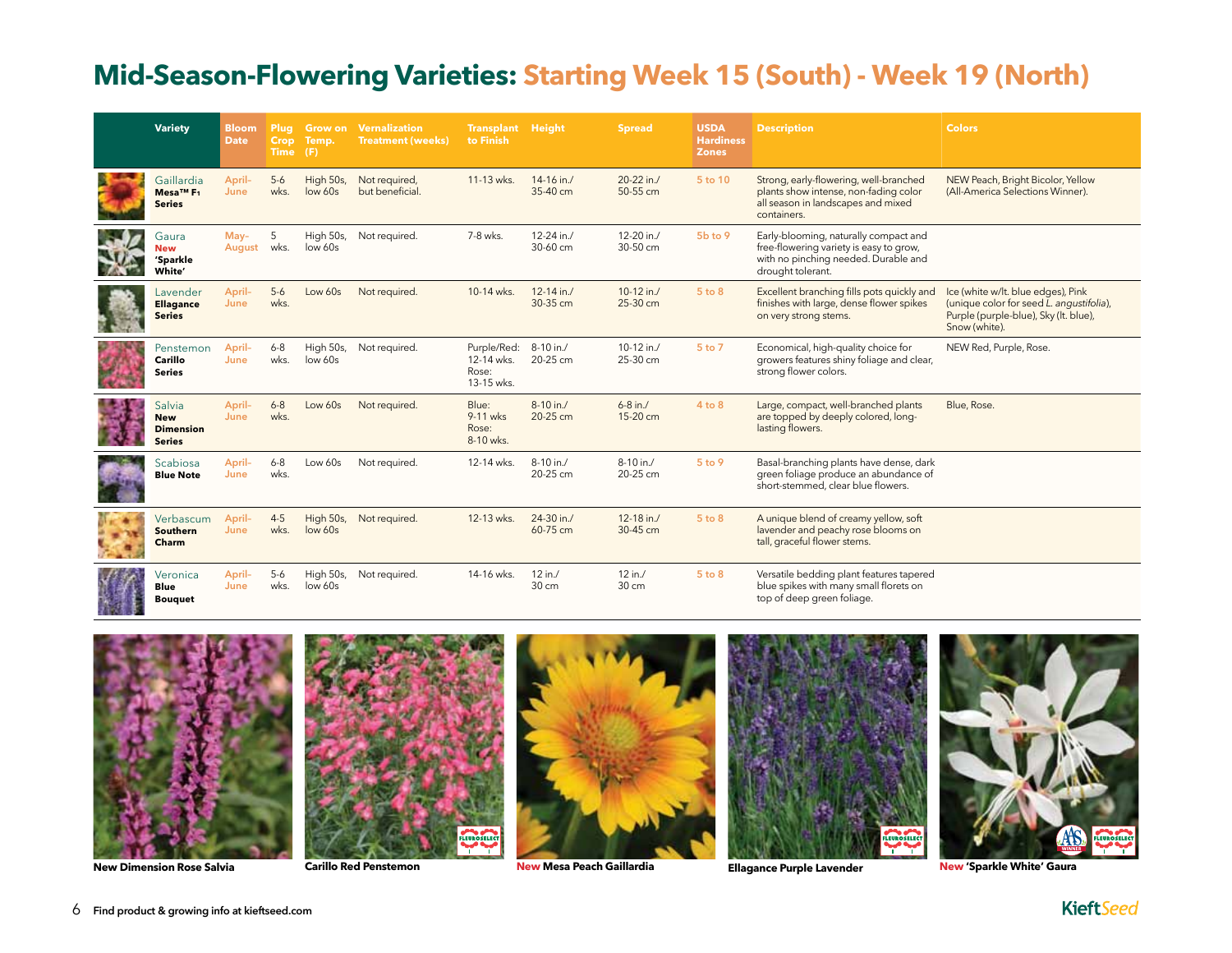# Mid-Season-Flowering Varieties: Starting Week 15 (South) - Week 19 (North)

| Variety | Bloom Date | Plug Crop Time | Grow on Temp. (F) | Vernalization Treatment (weeks) | Transplant to Finish | Height | Spread | USDA Hardiness Zones | Description | Colors |
|---|---|---|---|---|---|---|---|---|---|---|
| Gaillardia **Mesa™ F1 Series** | April-June | 5-6 wks. | High 50s, low 60s | Not required, but beneficial. | 11-13 wks. | 14-16 in./ 35-40 cm | 20-22 in./ 50-55 cm | 5 to 10 | Strong, early-flowering, well-branched plants show intense, non-fading color all season in landscapes and mixed containers. | NEW Peach, Bright Bicolor, Yellow (All-America Selections Winner). |
| Gaura **New 'Sparkle White'** | May-August | 5 wks. | High 50s, low 60s | Not required. | 7-8 wks. | 12-24 in./ 30-60 cm | 12-20 in./ 30-50 cm | 5b to 9 | Early-blooming, naturally compact and free-flowering variety is easy to grow, with no pinching needed. Durable and drought tolerant. | |
| Lavender **Ellagance Series** | April-June | 5-6 wks. | Low 60s | Not required. | 10-14 wks. | 12-14 in./ 30-35 cm | 10-12 in./ 25-30 cm | 5 to 8 | Excellent branching fills pots quickly and finishes with large, dense flower spikes on very strong stems. | Ice (white w/lt. blue edges), Pink (unique color for seed *L. angustifolia*), Purple (purple-blue), Sky (lt. blue), Snow (white). |
| Penstemon **Carillo Series** | April-June | 6-8 wks. | High 50s, low 60s | Not required. | Purple/Red: 12-14 wks. Rose: 13-15 wks. | 8-10 in./ 20-25 cm | 10-12 in./ 25-30 cm | 5 to 7 | Economical, high-quality choice for growers features shiny foliage and clear, strong flower colors. | NEW Red, Purple, Rose. |
| Salvia **New Dimension Series** | April-June | 6-8 wks. | Low 60s | Not required. | Blue: 9-11 wks Rose: 8-10 wks. | 8-10 in./ 20-25 cm | 6-8 in./ 15-20 cm | 4 to 8 | Large, compact, well-branched plants are topped by deeply colored, long-lasting flowers. | Blue, Rose. |
| Scabiosa **Blue Note** | April-June | 6-8 wks. | Low 60s | Not required. | 12-14 wks. | 8-10 in./ 20-25 cm | 8-10 in./ 20-25 cm | 5 to 9 | Basal-branching plants have dense, dark green foliage produce an abundance of short-stemmed, clear blue flowers. | |
| Verbascum **Southern Charm** | April-June | 4-5 wks. | High 50s, low 60s | Not required. | 12-13 wks. | 24-30 in./ 60-75 cm | 12-18 in./ 30-45 cm | 5 to 8 | A unique blend of creamy yellow, soft lavender and peachy rose blooms on tall, graceful flower stems. | |
| Veronica **Blue Bouquet** | April-June | 5-6 wks. | High 50s, low 60s | Not required. | 14-16 wks. | 12 in./ 30 cm | 12 in./ 30 cm | 5 to 8 | Versatile bedding plant features tapered blue spikes with many small florets on top of deep green foliage. | |

**New Dimension Rose Salvia**

**Carillo Red Penstemon**

**New Mesa Peach Gaillardia**

**Ellagance Purple Lavender**

**New 'Sparkle White' Gaura**

Find product & growing info at kieftseed.com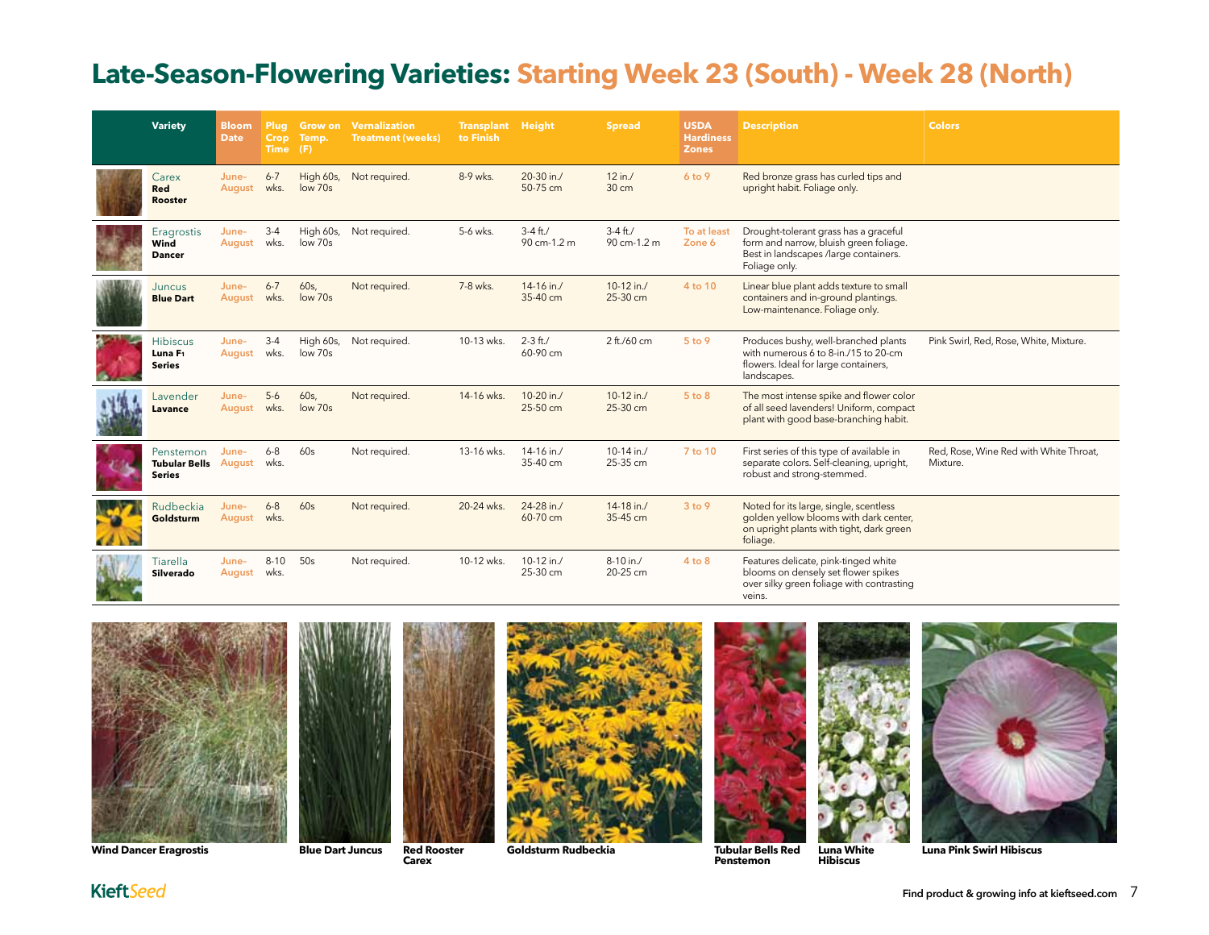# Late-Season-Flowering Varieties: Starting Week 23 (South) - Week 28 (North)

| Variety | Bloom Date | Plug Crop Time | Grow on Temp. (F) | Vernalization Treatment (weeks) | Transplant to Finish | Height | Spread | USDA Hardiness Zones | Description | Colors |
|---|---|---|---|---|---|---|---|---|---|---|
| Carex **Red Rooster** | June-August | 6-7 wks. | High 60s, low 70s | Not required. | 8-9 wks. | 20-30 in./ 50-75 cm | 12 in./ 30 cm | 6 to 9 | Red bronze grass has curled tips and upright habit. Foliage only. | |
| Eragrostis **Wind Dancer** | June-August | 3-4 wks. | High 60s, low 70s | Not required. | 5-6 wks. | 3-4 ft./ 90 cm-1.2 m | 3-4 ft./ 90 cm-1.2 m | To at least Zone 6 | Drought-tolerant grass has a graceful form and narrow, bluish green foliage. Best in landscapes /large containers. Foliage only. | |
| Juncus **Blue Dart** | June-August | 6-7 wks. | 60s, low 70s | Not required. | 7-8 wks. | 14-16 in./ 35-40 cm | 10-12 in./ 25-30 cm | 4 to 10 | Linear blue plant adds texture to small containers and in-ground plantings. Low-maintenance. Foliage only. | |
| Hibiscus **Luna F1 Series** | June-August | 3-4 wks. | High 60s, low 70s | Not required. | 10-13 wks. | 2-3 ft./ 60-90 cm | 2 ft./60 cm | 5 to 9 | Produces bushy, well-branched plants with numerous 6 to 8-in./15 to 20-cm flowers. Ideal for large containers, landscapes. | Pink Swirl, Red, Rose, White, Mixture. |
| Lavender **Lavance** | June-August | 5-6 wks. | 60s, low 70s | Not required. | 14-16 wks. | 10-20 in./ 25-50 cm | 10-12 in./ 25-30 cm | 5 to 8 | The most intense spike and flower color of all seed lavenders! Uniform, compact plant with good base-branching habit. | |
| Penstemon **Tubular Bells Series** | June-August | 6-8 wks. | 60s | Not required. | 13-16 wks. | 14-16 in./ 35-40 cm | 10-14 in./ 25-35 cm | 7 to 10 | First series of this type of available in separate colors. Self-cleaning, upright, robust and strong-stemmed. | Red, Rose, Wine Red with White Throat, Mixture. |
| Rudbeckia **Goldsturm** | June-August | 6-8 wks. | 60s | Not required. | 20-24 wks. | 24-28 in./ 60-70 cm | 14-18 in./ 35-45 cm | 3 to 9 | Noted for its large, single, scentless golden yellow blooms with dark center, on upright plants with tight, dark green foliage. | |
| Tiarella **Silverado** | June-August | 8-10 wks. | 50s | Not required. | 10-12 wks. | 10-12 in./ 25-30 cm | 8-10 in./ 20-25 cm | 4 to 8 | Features delicate, pink-tinged white blooms on densely set flower spikes over silky green foliage with contrasting veins. | |

Wind Dancer Eragrostis

Blue Dart Juncus

Red Rooster Carex

Goldsturm Rudbeckia

Tubular Bells Red Penstemon

Luna White Hibiscus

Luna Pink Swirl Hibiscus

Find product & growing info at kieftseed.com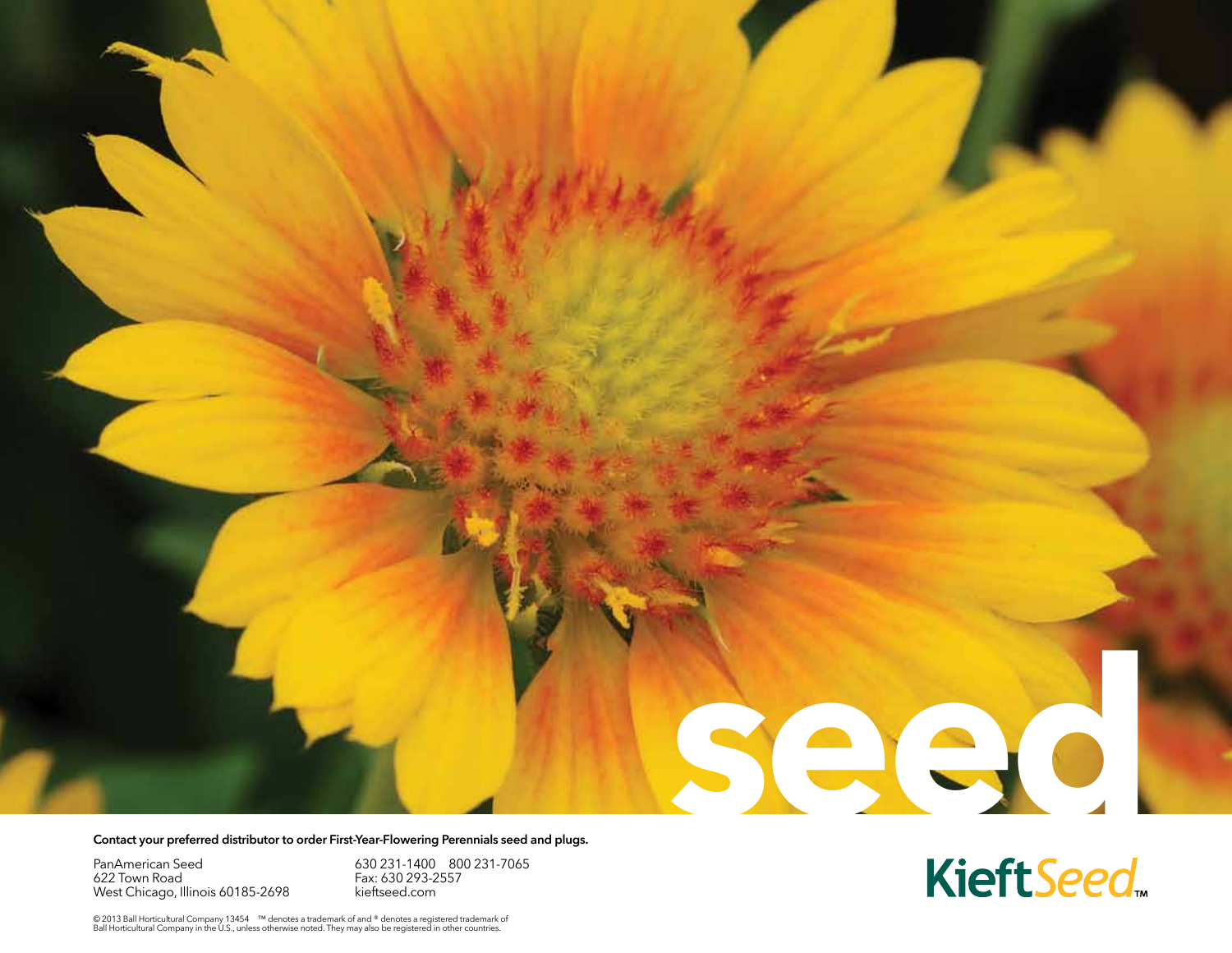seed

**Contact your preferred distributor to order First-Year-Flowering Perennials seed and plugs.**

PanAmerican Seed
622 Town Road
West Chicago, Illinois 60185-2698

630 231-1400    800 231-7065
Fax: 630 293-2557
kieftseed.com

KieftSeed™

© 2013 Ball Horticultural Company 13454    ™ denotes a trademark of and ® denotes a registered trademark of Ball Horticultural Company in the U.S., unless otherwise noted. They may also be registered in other countries.